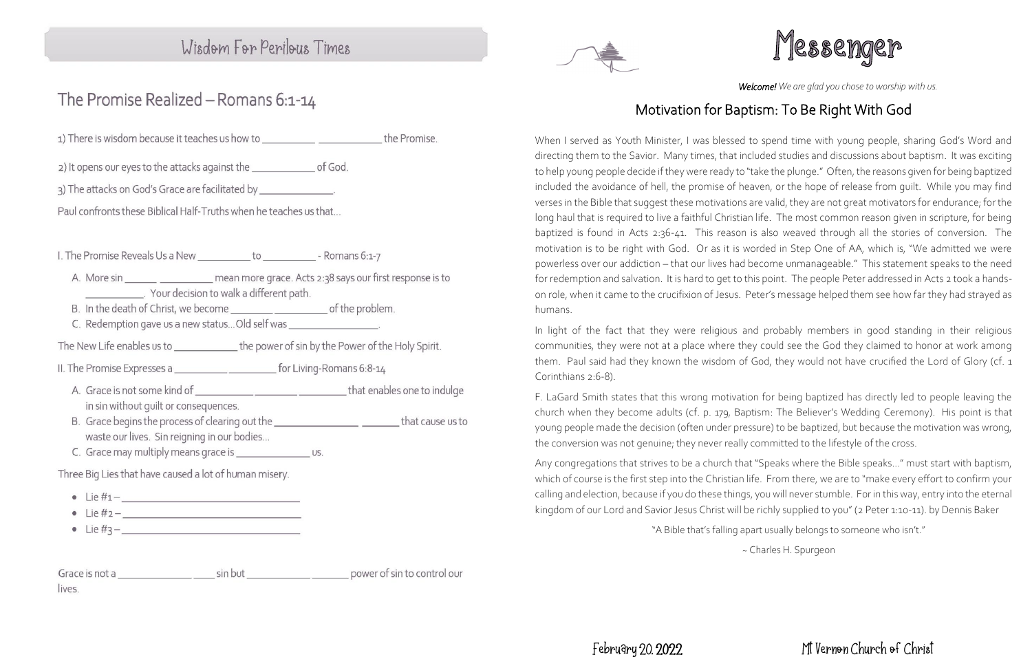## Wisdom For Perilous Times

## The Promise Realized – Romans 6:1-14

1) There is wisdom because it teaches us how to __________ ____________ the Promise.

2) It opens our eyes to the attacks against the ____________ of God.

3) The attacks on God's Grace are facilitated by ______________.

Paul confronts these Biblical Half-Truths when he teaches us that…

I. The Promise Reveals Us a New __________ to __________ - Romans 6:1-7

   A. More sin ______ __________ mean more grace. Acts 2:38 says our first response is to ___________. Your decision to walk a different path.
   B. In the death of Christ, we become ________ __________ of the problem.
   C. Redemption gave us a new status…Old self was _________________.

The New Life enables us to ____________ the power of sin by the Power of the Holy Spirit.

II. The Promise Expresses a __________ _________ for Living-Romans 6:8-14

   A. Grace is not some kind of ___________ ________ _________ that enables one to indulge in sin without guilt or consequences.
   B. Grace begins the process of clearing out the ________________ _______ that cause us to waste our lives. Sin reigning in our bodies…
   C. Grace may multiply means grace is ______________ us.

Three Big Lies that have caused a lot of human misery.

- Lie #1 – ___________________________________
- Lie #2 – ___________________________________
- Lie #3 – ___________________________________

Grace is not a ______________ _____ sin but ____________ _______ power of sin to control our lives.

# Messenger

***Welcome!*** *We are glad you chose to worship with us.*

## Motivation for Baptism: To Be Right With God

When I served as Youth Minister, I was blessed to spend time with young people, sharing God's Word and directing them to the Savior. Many times, that included studies and discussions about baptism. It was exciting to help young people decide if they were ready to "take the plunge." Often, the reasons given for being baptized included the avoidance of hell, the promise of heaven, or the hope of release from guilt. While you may find verses in the Bible that suggest these motivations are valid, they are not great motivators for endurance; for the long haul that is required to live a faithful Christian life. The most common reason given in scripture, for being baptized is found in Acts 2:36-41. This reason is also weaved through all the stories of conversion. The motivation is to be right with God. Or as it is worded in Step One of AA, which is, "We admitted we were powerless over our addiction – that our lives had become unmanageable." This statement speaks to the need for redemption and salvation. It is hard to get to this point. The people Peter addressed in Acts 2 took a hands-on role, when it came to the crucifixion of Jesus. Peter's message helped them see how far they had strayed as humans.

In light of the fact that they were religious and probably members in good standing in their religious communities, they were not at a place where they could see the God they claimed to honor at work among them. Paul said had they known the wisdom of God, they would not have crucified the Lord of Glory (cf. 1 Corinthians 2:6-8).

F. LaGard Smith states that this wrong motivation for being baptized has directly led to people leaving the church when they become adults (cf. p. 179, Baptism: The Believer's Wedding Ceremony). His point is that young people made the decision (often under pressure) to be baptized, but because the motivation was wrong, the conversion was not genuine; they never really committed to the lifestyle of the cross.

Any congregations that strives to be a church that "Speaks where the Bible speaks…" must start with baptism, which of course is the first step into the Christian life. From there, we are to "make every effort to confirm your calling and election, because if you do these things, you will never stumble. For in this way, entry into the eternal kingdom of our Lord and Savior Jesus Christ will be richly supplied to you" (2 Peter 1:10-11). by Dennis Baker

"A Bible that's falling apart usually belongs to someone who isn't."

~ Charles H. Spurgeon

February 20, 2022 — Mt Vernon Church of Christ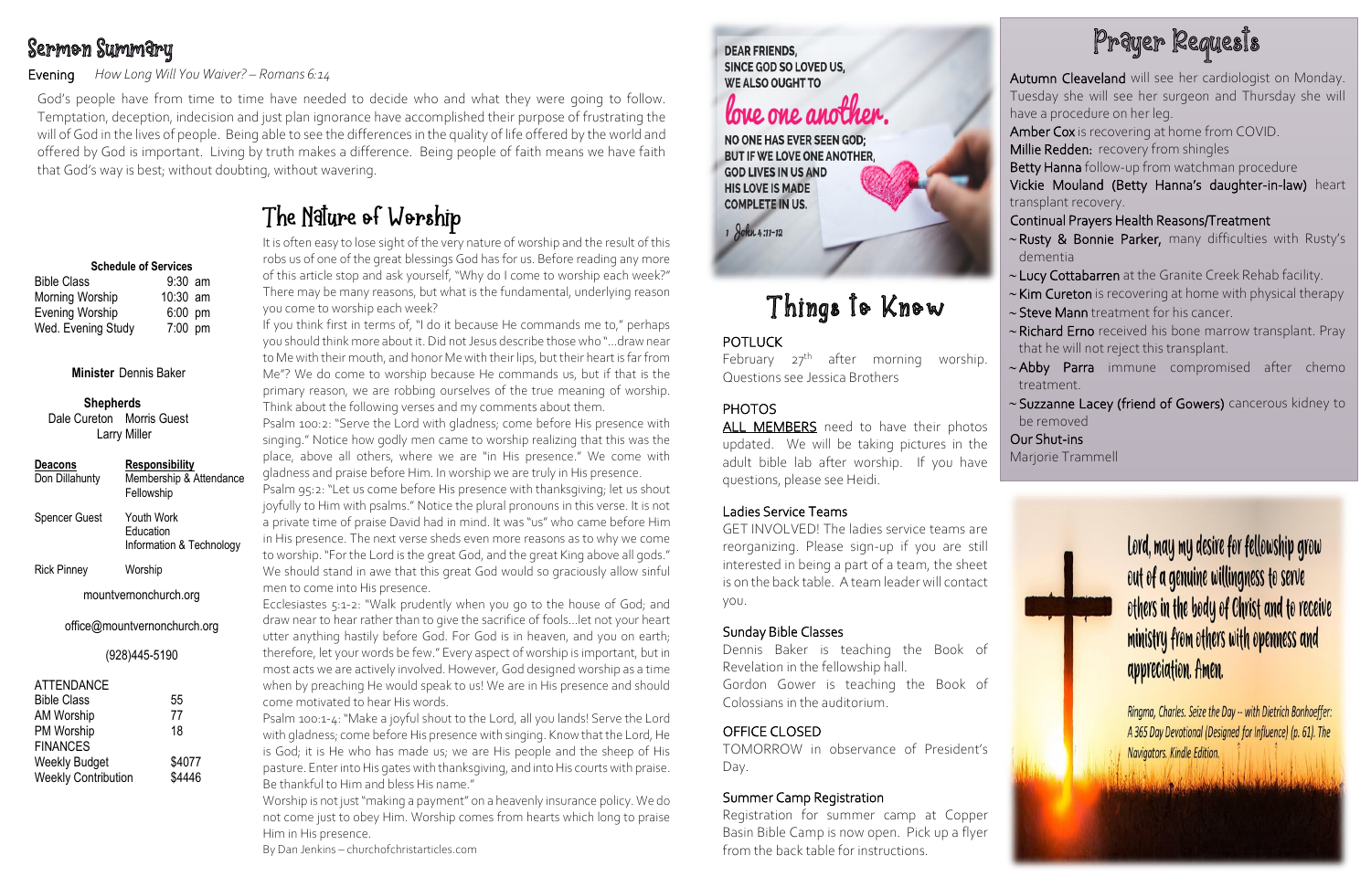## Sermon Summary

Evening *How Long Will You Waiver? – Romans 6:14*

God's people have from time to time have needed to decide who and what they were going to follow. Temptation, deception, indecision and just plan ignorance have accomplished their purpose of frustrating the will of God in the lives of people. Being able to see the differences in the quality of life offered by the world and offered by God is important. Living by truth makes a difference. Being people of faith means we have faith that God's way is best; without doubting, without wavering.

**Schedule of Services**

| | |
|---|---|
| Bible Class | 9:30 am |
| Morning Worship | 10:30 am |
| Evening Worship | 6:00 pm |
| Wed. Evening Study | 7:00 pm |

**Minister** Dennis Baker

**Shepherds**
Dale Cureton Morris Guest
Larry Miller

| Deacons | Responsibility |
|---|---|
| Don Dillahunty | Membership & Attendance<br>Fellowship |
| Spencer Guest | Youth Work<br>Education<br>Information & Technology |
| Rick Pinney | Worship |

mountvernonchurch.org

office@mountvernonchurch.org

(928)445-5190

| | |
|---|---|
| ATTENDANCE | |
| Bible Class | 55 |
| AM Worship | 77 |
| PM Worship | 18 |
| FINANCES | |
| Weekly Budget | $4077 |
| Weekly Contribution | $4446 |

## The Nature of Worship

It is often easy to lose sight of the very nature of worship and the result of this robs us of one of the great blessings God has for us. Before reading any more of this article stop and ask yourself, "Why do I come to worship each week?" There may be many reasons, but what is the fundamental, underlying reason you come to worship each week?

If you think first in terms of, "I do it because He commands me to," perhaps you should think more about it. Did not Jesus describe those who "...draw near to Me with their mouth, and honor Me with their lips, but their heart is far from Me"? We do come to worship because He commands us, but if that is the primary reason, we are robbing ourselves of the true meaning of worship. Think about the following verses and my comments about them.

Psalm 100:2: "Serve the Lord with gladness; come before His presence with singing." Notice how godly men came to worship realizing that this was the place, above all others, where we are "in His presence." We come with gladness and praise before Him. In worship we are truly in His presence.

Psalm 95:2: "Let us come before His presence with thanksgiving; let us shout joyfully to Him with psalms." Notice the plural pronouns in this verse. It is not a private time of praise David had in mind. It was "us" who came before Him in His presence. The next verse sheds even more reasons as to why we come to worship. "For the Lord is the great God, and the great King above all gods." We should stand in awe that this great God would so graciously allow sinful men to come into His presence.

Ecclesiastes 5:1-2: "Walk prudently when you go to the house of God; and draw near to hear rather than to give the sacrifice of fools...let not your heart utter anything hastily before God. For God is in heaven, and you on earth; therefore, let your words be few." Every aspect of worship is important, but in most acts we are actively involved. However, God designed worship as a time when by preaching He would speak to us! We are in His presence and should come motivated to hear His words.

Psalm 100:1-4: "Make a joyful shout to the Lord, all you lands! Serve the Lord with gladness; come before His presence with singing. Know that the Lord, He is God; it is He who has made us; we are His people and the sheep of His pasture. Enter into His gates with thanksgiving, and into His courts with praise. Be thankful to Him and bless His name."

Worship is not just "making a payment" on a heavenly insurance policy. We do not come just to obey Him. Worship comes from hearts which long to praise Him in His presence.

By Dan Jenkins – churchofchristarticles.com

DEAR FRIENDS, SINCE GOD SO LOVED US, WE ALSO OUGHT TO love one another. NO ONE HAS EVER SEEN GOD; BUT IF WE LOVE ONE ANOTHER, GOD LIVES IN US AND HIS LOVE IS MADE COMPLETE IN US.

1 John 4:11-12

## Things to Know

**POTLUCK**
February 27th after morning worship. Questions see Jessica Brothers

**PHOTOS**
ALL MEMBERS need to have their photos updated. We will be taking pictures in the adult bible lab after worship. If you have questions, please see Heidi.

**Ladies Service Teams**
GET INVOLVED! The ladies service teams are reorganizing. Please sign-up if you are still interested in being a part of a team, the sheet is on the back table. A team leader will contact you.

**Sunday Bible Classes**
Dennis Baker is teaching the Book of Revelation in the fellowship hall.
Gordon Gower is teaching the Book of Colossians in the auditorium.

**OFFICE CLOSED**
TOMORROW in observance of President's Day.

**Summer Camp Registration**
Registration for summer camp at Copper Basin Bible Camp is now open. Pick up a flyer from the back table for instructions.

## Prayer Requests

Autumn Cleaveland will see her cardiologist on Monday. Tuesday she will see her surgeon and Thursday she will have a procedure on her leg.
Amber Cox is recovering at home from COVID.
Millie Redden: recovery from shingles
Betty Hanna follow-up from watchman procedure
Vickie Mouland (Betty Hanna's daughter-in-law) heart transplant recovery.

**Continual Prayers Health Reasons/Treatment**
- Rusty & Bonnie Parker, many difficulties with Rusty's dementia
- Lucy Cottabarren at the Granite Creek Rehab facility.
- Kim Cureton is recovering at home with physical therapy
- Steve Mann treatment for his cancer.
- Richard Erno received his bone marrow transplant. Pray that he will not reject this transplant.
- Abby Parra immune compromised after chemo treatment.
- Suzzanne Lacey (friend of Gowers) cancerous kidney to be removed

**Our Shut-ins**
Marjorie Trammell

Lord, may my desire for fellowship grow out of a genuine willingness to serve others in the body of Christ and to receive ministry from others with openness and appreciation. Amen.

Ringma, Charles. Seize the Day -- with Dietrich Bonhoeffer: A 365 Day Devotional (Designed for Influence) (p. 61). The Navigators. Kindle Edition.